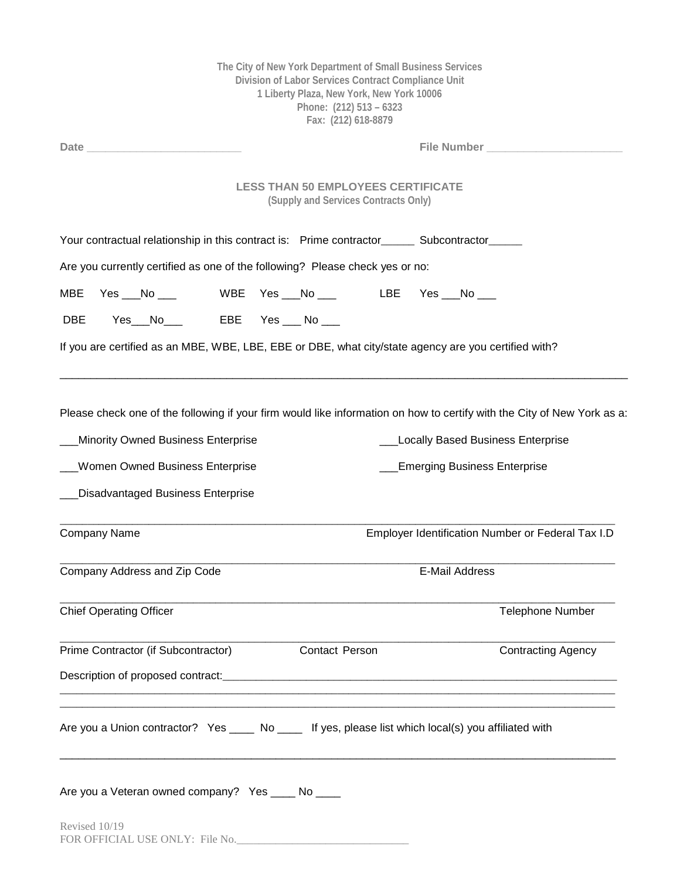**The City of New York Department of Small Business Services**
**Division of Labor Services Contract Compliance Unit**
**1 Liberty Plaza, New York, New York 10006**
**Phone: (212) 513 – 6323**
**Fax: (212) 618-8879**

**Date** ________________________ **File Number** _____________________

## LESS THAN 50 EMPLOYEES CERTIFICATE

**(Supply and Services Contracts Only)**

Your contractual relationship in this contract is: Prime contractor_____ Subcontractor_____

Are you currently certified as one of the following? Please check yes or no:

MBE Yes ___No ___ WBE Yes ___No ___ LBE Yes ___No ___

DBE Yes___No___ EBE Yes ___ No ___

If you are certified as an MBE, WBE, LBE, EBE or DBE, what city/state agency are you certified with?

_____________________________________________________________________________________

Please check one of the following if your firm would like information on how to certify with the City of New York as a:

___Minority Owned Business Enterprise

___Locally Based Business Enterprise

___Women Owned Business Enterprise

___Emerging Business Enterprise

___Disadvantaged Business Enterprise

_____________________________________________________________________________________
Company Name Employer Identification Number or Federal Tax I.D

_____________________________________________________________________________________
Company Address and Zip Code E-Mail Address

_____________________________________________________________________________________
Chief Operating Officer Telephone Number

_____________________________________________________________________________________
Prime Contractor (if Subcontractor) Contact Person Contracting Agency

Description of proposed contract:_____________________________________________________________
_____________________________________________________________________________________
_____________________________________________________________________________________

Are you a Union contractor? Yes ____ No ____ If yes, please list which local(s) you affiliated with

_____________________________________________________________________________________

Are you a Veteran owned company? Yes ____ No ____

Revised 10/19
FOR OFFICIAL USE ONLY: File No.______________________________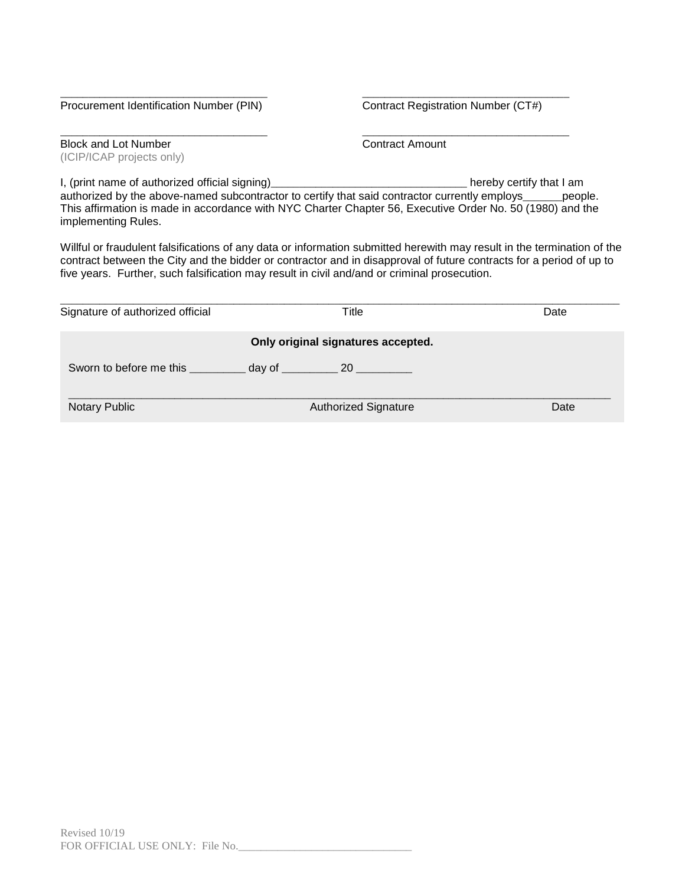\_\_\_\_\_\_\_\_\_\_\_\_\_\_\_\_\_\_\_\_\_\_\_\_\_\_\_\_\_\_\_\_\_\_
Procurement Identification Number (PIN)

\_\_\_\_\_\_\_\_\_\_\_\_\_\_\_\_\_\_\_\_\_\_\_\_\_\_\_\_\_\_\_\_\_\_
Contract Registration Number (CT#)

\_\_\_\_\_\_\_\_\_\_\_\_\_\_\_\_\_\_\_\_\_\_\_\_\_\_\_\_\_\_\_\_\_\_
Block and Lot Number
(ICIP/ICAP projects only)

\_\_\_\_\_\_\_\_\_\_\_\_\_\_\_\_\_\_\_\_\_\_\_\_\_\_\_\_\_\_\_\_\_\_
Contract Amount

I, (print name of authorized official signing)________________________________ hereby certify that I am authorized by the above-named subcontractor to certify that said contractor currently employs______people. This affirmation is made in accordance with NYC Charter Chapter 56, Executive Order No. 50 (1980) and the implementing Rules.

Willful or fraudulent falsifications of any data or information submitted herewith may result in the termination of the contract between the City and the bidder or contractor and in disapproval of future contracts for a period of up to five years. Further, such falsification may result in civil and/and or criminal prosecution.

\_\_\_\_\_\_\_\_\_\_\_\_\_\_\_\_\_\_\_\_\_\_\_\_\_\_\_\_\_\_\_\_\_\_\_\_\_\_\_\_\_\_\_\_\_\_\_\_\_\_\_\_\_\_\_\_\_\_\_\_\_\_\_\_\_\_\_\_\_\_\_\_\_\_\_\_\_\_\_\_\_\_\_\_\_\_\_\_\_\_\_\_
Signature of authorized official          Title          Date

**Only original signatures accepted.**

Sworn to before me this _________ day of _________ 20 _________

\_\_\_\_\_\_\_\_\_\_\_\_\_\_\_\_\_\_\_\_\_\_\_\_\_\_\_\_\_\_\_\_\_\_\_\_\_\_\_\_\_\_\_\_\_\_\_\_\_\_\_\_\_\_\_\_\_\_\_\_\_\_\_\_\_\_\_\_\_\_\_\_\_\_\_\_\_\_\_\_\_\_\_\_\_\_\_\_\_\_\_\_
Notary Public          Authorized Signature          Date

Revised 10/19
FOR OFFICIAL USE ONLY: File No.______________________________